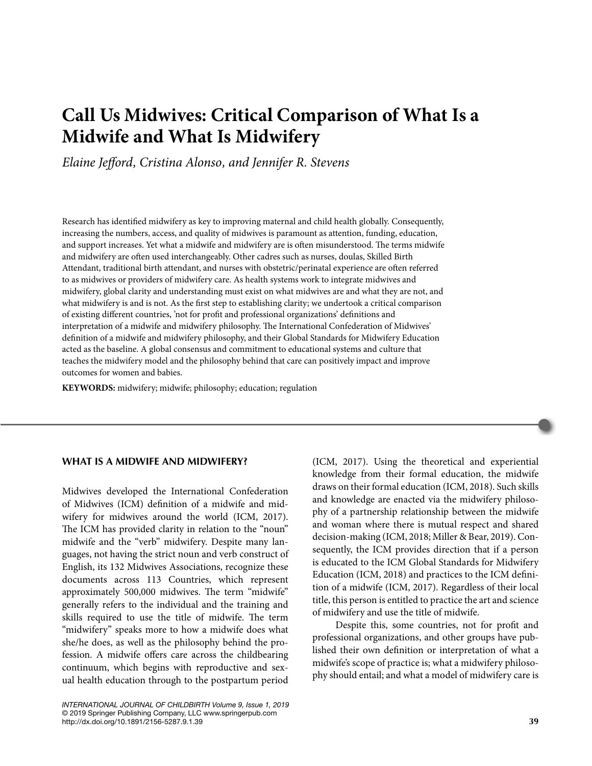# Call Us Midwives: Critical Comparison of What Is a Midwife and What Is Midwifery

*Elaine Jefford, Cristina Alonso, and Jennifer R. Stevens*

Research has identified midwifery as key to improving maternal and child health globally. Consequently, increasing the numbers, access, and quality of midwives is paramount as attention, funding, education, and support increases. Yet what a midwife and midwifery are is often misunderstood. The terms midwife and midwifery are often used interchangeably. Other cadres such as nurses, doulas, Skilled Birth Attendant, traditional birth attendant, and nurses with obstetric/perinatal experience are often referred to as midwives or providers of midwifery care. As health systems work to integrate midwives and midwifery, global clarity and understanding must exist on what midwives are and what they are not, and what midwifery is and is not. As the first step to establishing clarity; we undertook a critical comparison of existing different countries, 'not for profit and professional organizations' definitions and interpretation of a midwife and midwifery philosophy. The International Confederation of Midwives' definition of a midwife and midwifery philosophy, and their Global Standards for Midwifery Education acted as the baseline. A global consensus and commitment to educational systems and culture that teaches the midwifery model and the philosophy behind that care can positively impact and improve outcomes for women and babies.

**KEYWORDS:** midwifery; midwife; philosophy; education; regulation

## WHAT IS A MIDWIFE AND MIDWIFERY?

Midwives developed the International Confederation of Midwives (ICM) definition of a midwife and midwifery for midwives around the world (ICM, 2017). The ICM has provided clarity in relation to the "noun" midwife and the "verb" midwifery. Despite many languages, not having the strict noun and verb construct of English, its 132 Midwives Associations, recognize these documents across 113 Countries, which represent approximately 500,000 midwives. The term "midwife" generally refers to the individual and the training and skills required to use the title of midwife. The term "midwifery" speaks more to how a midwife does what she/he does, as well as the philosophy behind the profession. A midwife offers care across the childbearing continuum, which begins with reproductive and sexual health education through to the postpartum period (ICM, 2017). Using the theoretical and experiential knowledge from their formal education, the midwife draws on their formal education (ICM, 2018). Such skills and knowledge are enacted via the midwifery philosophy of a partnership relationship between the midwife and woman where there is mutual respect and shared decision-making (ICM, 2018; Miller & Bear, 2019). Consequently, the ICM provides direction that if a person is educated to the ICM Global Standards for Midwifery Education (ICM, 2018) and practices to the ICM definition of a midwife (ICM, 2017). Regardless of their local title, this person is entitled to practice the art and science of midwifery and use the title of midwife.

Despite this, some countries, not for profit and professional organizations, and other groups have published their own definition or interpretation of what a midwife's scope of practice is; what a midwifery philosophy should entail; and what a model of midwifery care is

*INTERNATIONAL JOURNAL OF CHILDBIRTH Volume 9, Issue 1, 2019*
© 2019 Springer Publishing Company, LLC www.springerpub.com
http://dx.doi.org/10.1891/2156-5287.9.1.39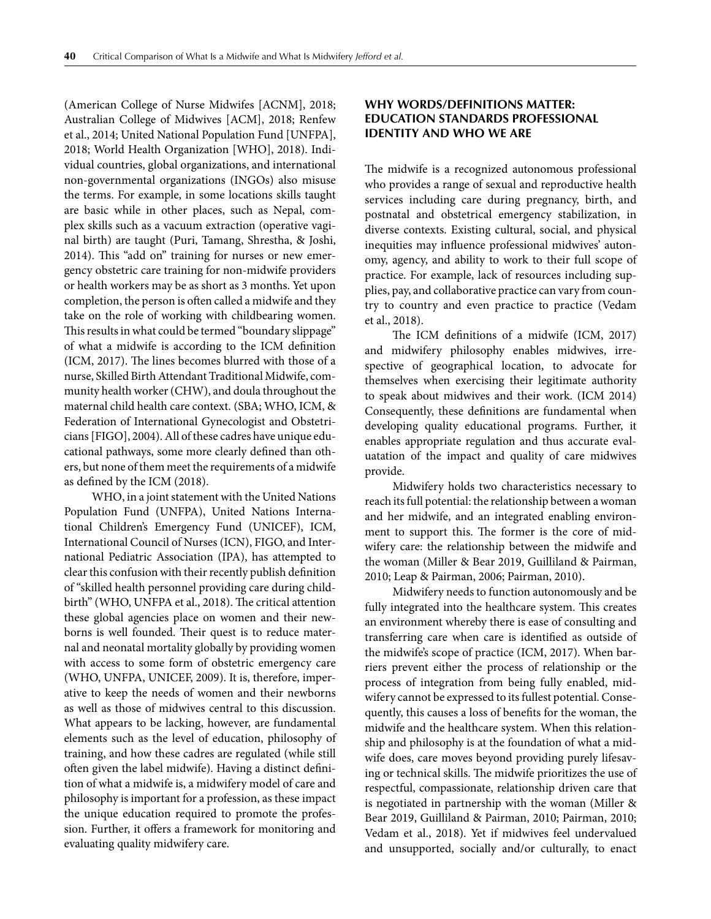(American College of Nurse Midwifes [ACNM], 2018; Australian College of Midwives [ACM], 2018; Renfew et al., 2014; United National Population Fund [UNFPA], 2018; World Health Organization [WHO], 2018). Individual countries, global organizations, and international non-governmental organizations (INGOs) also misuse the terms. For example, in some locations skills taught are basic while in other places, such as Nepal, complex skills such as a vacuum extraction (operative vaginal birth) are taught (Puri, Tamang, Shrestha, & Joshi, 2014). This "add on" training for nurses or new emergency obstetric care training for non-midwife providers or health workers may be as short as 3 months. Yet upon completion, the person is often called a midwife and they take on the role of working with childbearing women. This results in what could be termed "boundary slippage" of what a midwife is according to the ICM definition (ICM, 2017). The lines becomes blurred with those of a nurse, Skilled Birth Attendant Traditional Midwife, community health worker (CHW), and doula throughout the maternal child health care context. (SBA; WHO, ICM, & Federation of International Gynecologist and Obstetricians [FIGO], 2004). All of these cadres have unique educational pathways, some more clearly defined than others, but none of them meet the requirements of a midwife as defined by the ICM (2018).

WHO, in a joint statement with the United Nations Population Fund (UNFPA), United Nations International Children's Emergency Fund (UNICEF), ICM, International Council of Nurses (ICN), FIGO, and International Pediatric Association (IPA), has attempted to clear this confusion with their recently publish definition of "skilled health personnel providing care during childbirth" (WHO, UNFPA et al., 2018). The critical attention these global agencies place on women and their newborns is well founded. Their quest is to reduce maternal and neonatal mortality globally by providing women with access to some form of obstetric emergency care (WHO, UNFPA, UNICEF, 2009). It is, therefore, imperative to keep the needs of women and their newborns as well as those of midwives central to this discussion. What appears to be lacking, however, are fundamental elements such as the level of education, philosophy of training, and how these cadres are regulated (while still often given the label midwife). Having a distinct definition of what a midwife is, a midwifery model of care and philosophy is important for a profession, as these impact the unique education required to promote the profession. Further, it offers a framework for monitoring and evaluating quality midwifery care.

## WHY WORDS/DEFINITIONS MATTER: EDUCATION STANDARDS PROFESSIONAL IDENTITY AND WHO WE ARE

The midwife is a recognized autonomous professional who provides a range of sexual and reproductive health services including care during pregnancy, birth, and postnatal and obstetrical emergency stabilization, in diverse contexts. Existing cultural, social, and physical inequities may influence professional midwives' autonomy, agency, and ability to work to their full scope of practice. For example, lack of resources including supplies, pay, and collaborative practice can vary from country to country and even practice to practice (Vedam et al., 2018).

The ICM definitions of a midwife (ICM, 2017) and midwifery philosophy enables midwives, irrespective of geographical location, to advocate for themselves when exercising their legitimate authority to speak about midwives and their work. (ICM 2014) Consequently, these definitions are fundamental when developing quality educational programs. Further, it enables appropriate regulation and thus accurate evaluatation of the impact and quality of care midwives provide.

Midwifery holds two characteristics necessary to reach its full potential: the relationship between a woman and her midwife, and an integrated enabling environment to support this. The former is the core of midwifery care: the relationship between the midwife and the woman (Miller & Bear 2019, Guilliland & Pairman, 2010; Leap & Pairman, 2006; Pairman, 2010).

Midwifery needs to function autonomously and be fully integrated into the healthcare system. This creates an environment whereby there is ease of consulting and transferring care when care is identified as outside of the midwife's scope of practice (ICM, 2017). When barriers prevent either the process of relationship or the process of integration from being fully enabled, midwifery cannot be expressed to its fullest potential. Consequently, this causes a loss of benefits for the woman, the midwife and the healthcare system. When this relationship and philosophy is at the foundation of what a midwife does, care moves beyond providing purely lifesaving or technical skills. The midwife prioritizes the use of respectful, compassionate, relationship driven care that is negotiated in partnership with the woman (Miller & Bear 2019, Guilliland & Pairman, 2010; Pairman, 2010; Vedam et al., 2018). Yet if midwives feel undervalued and unsupported, socially and/or culturally, to enact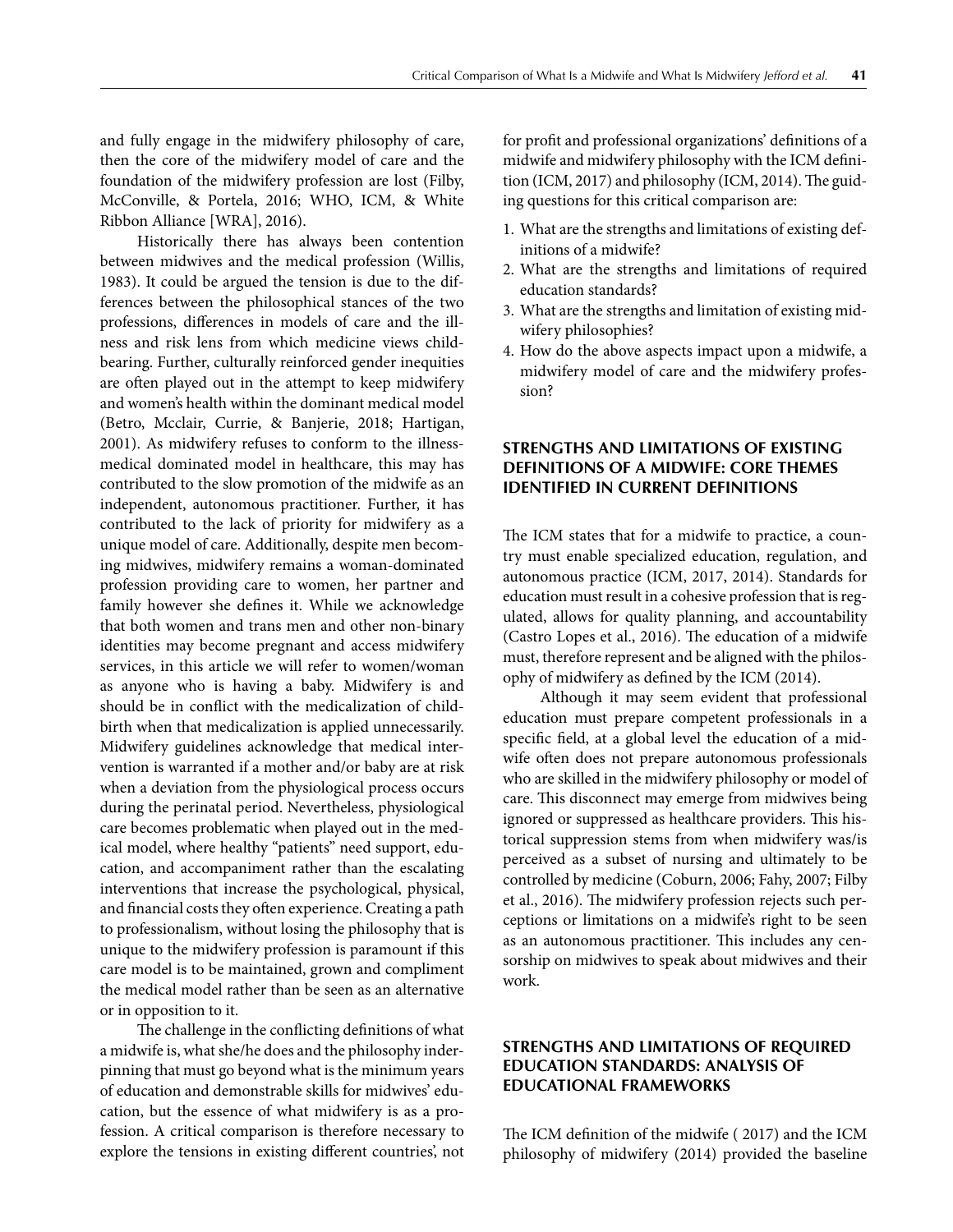and fully engage in the midwifery philosophy of care, then the core of the midwifery model of care and the foundation of the midwifery profession are lost (Filby, McConville, & Portela, 2016; WHO, ICM, & White Ribbon Alliance [WRA], 2016).

Historically there has always been contention between midwives and the medical profession (Willis, 1983). It could be argued the tension is due to the differences between the philosophical stances of the two professions, differences in models of care and the illness and risk lens from which medicine views childbearing. Further, culturally reinforced gender inequities are often played out in the attempt to keep midwifery and women's health within the dominant medical model (Betro, Mcclair, Currie, & Banjerie, 2018; Hartigan, 2001). As midwifery refuses to conform to the illness-medical dominated model in healthcare, this may has contributed to the slow promotion of the midwife as an independent, autonomous practitioner. Further, it has contributed to the lack of priority for midwifery as a unique model of care. Additionally, despite men becoming midwives, midwifery remains a woman-dominated profession providing care to women, her partner and family however she defines it. While we acknowledge that both women and trans men and other non-binary identities may become pregnant and access midwifery services, in this article we will refer to women/woman as anyone who is having a baby. Midwifery is and should be in conflict with the medicalization of childbirth when that medicalization is applied unnecessarily. Midwifery guidelines acknowledge that medical intervention is warranted if a mother and/or baby are at risk when a deviation from the physiological process occurs during the perinatal period. Nevertheless, physiological care becomes problematic when played out in the medical model, where healthy "patients" need support, education, and accompaniment rather than the escalating interventions that increase the psychological, physical, and financial costs they often experience. Creating a path to professionalism, without losing the philosophy that is unique to the midwifery profession is paramount if this care model is to be maintained, grown and compliment the medical model rather than be seen as an alternative or in opposition to it.

The challenge in the conflicting definitions of what a midwife is, what she/he does and the philosophy inderpinning that must go beyond what is the minimum years of education and demonstrable skills for midwives' education, but the essence of what midwifery is as a profession. A critical comparison is therefore necessary to explore the tensions in existing different countries', not for profit and professional organizations' definitions of a midwife and midwifery philosophy with the ICM definition (ICM, 2017) and philosophy (ICM, 2014). The guiding questions for this critical comparison are:

1. What are the strengths and limitations of existing definitions of a midwife?
2. What are the strengths and limitations of required education standards?
3. What are the strengths and limitation of existing midwifery philosophies?
4. How do the above aspects impact upon a midwife, a midwifery model of care and the midwifery profession?

## STRENGTHS AND LIMITATIONS OF EXISTING DEFINITIONS OF A MIDWIFE: CORE THEMES IDENTIFIED IN CURRENT DEFINITIONS

The ICM states that for a midwife to practice, a country must enable specialized education, regulation, and autonomous practice (ICM, 2017, 2014). Standards for education must result in a cohesive profession that is regulated, allows for quality planning, and accountability (Castro Lopes et al., 2016). The education of a midwife must, therefore represent and be aligned with the philosophy of midwifery as defined by the ICM (2014).

Although it may seem evident that professional education must prepare competent professionals in a specific field, at a global level the education of a midwife often does not prepare autonomous professionals who are skilled in the midwifery philosophy or model of care. This disconnect may emerge from midwives being ignored or suppressed as healthcare providers. This historical suppression stems from when midwifery was/is perceived as a subset of nursing and ultimately to be controlled by medicine (Coburn, 2006; Fahy, 2007; Filby et al., 2016). The midwifery profession rejects such perceptions or limitations on a midwife's right to be seen as an autonomous practitioner. This includes any censorship on midwives to speak about midwives and their work.

## STRENGTHS AND LIMITATIONS OF REQUIRED EDUCATION STANDARDS: ANALYSIS OF EDUCATIONAL FRAMEWORKS

The ICM definition of the midwife ( 2017) and the ICM philosophy of midwifery (2014) provided the baseline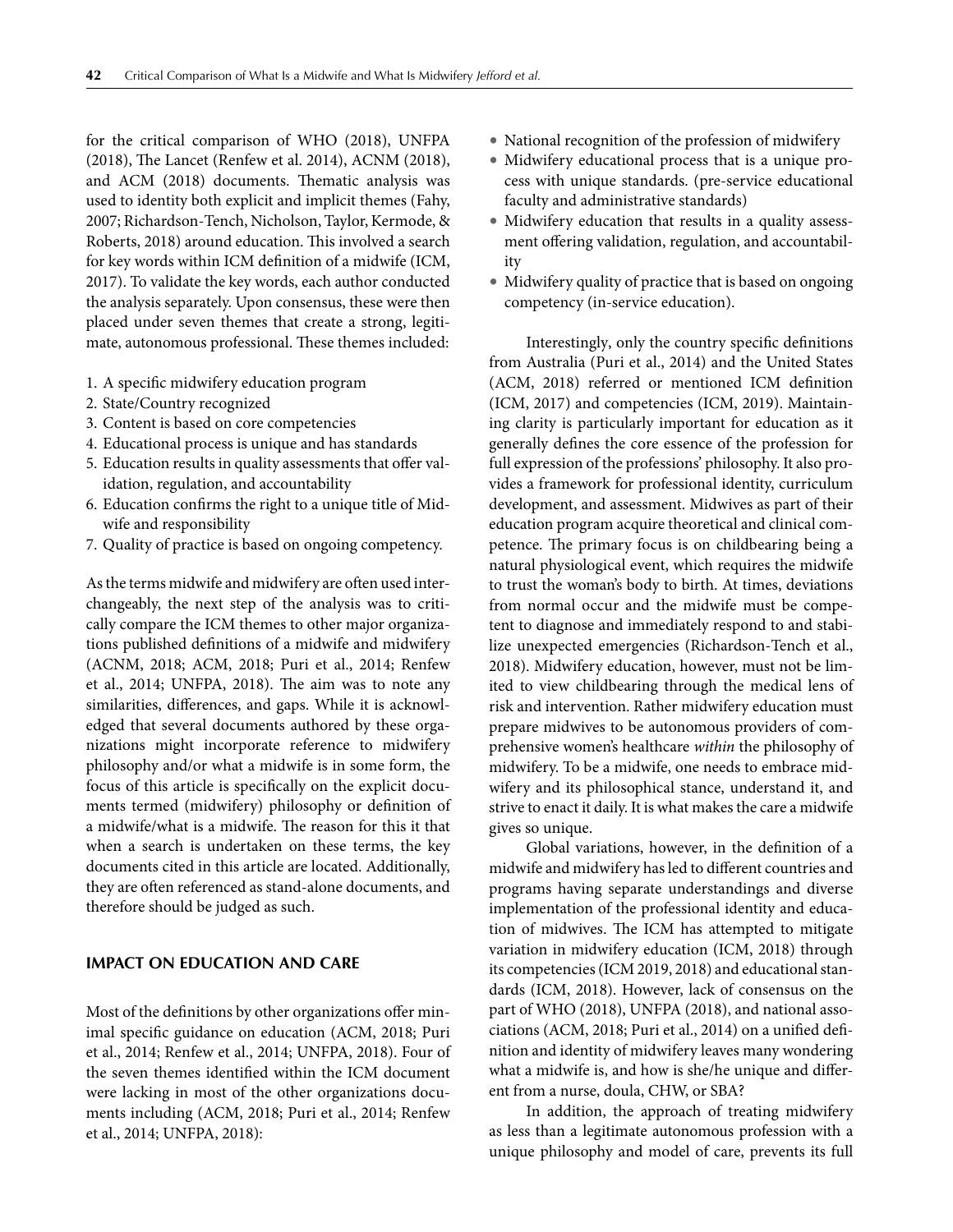for the critical comparison of WHO (2018), UNFPA (2018), The Lancet (Renfew et al. 2014), ACNM (2018), and ACM (2018) documents. Thematic analysis was used to identity both explicit and implicit themes (Fahy, 2007; Richardson-Tench, Nicholson, Taylor, Kermode, & Roberts, 2018) around education. This involved a search for key words within ICM definition of a midwife (ICM, 2017). To validate the key words, each author conducted the analysis separately. Upon consensus, these were then placed under seven themes that create a strong, legitimate, autonomous professional. These themes included:

1. A specific midwifery education program
2. State/Country recognized
3. Content is based on core competencies
4. Educational process is unique and has standards
5. Education results in quality assessments that offer validation, regulation, and accountability
6. Education confirms the right to a unique title of Midwife and responsibility
7. Quality of practice is based on ongoing competency.

As the terms midwife and midwifery are often used interchangeably, the next step of the analysis was to critically compare the ICM themes to other major organizations published definitions of a midwife and midwifery (ACNM, 2018; ACM, 2018; Puri et al., 2014; Renfew et al., 2014; UNFPA, 2018). The aim was to note any similarities, differences, and gaps. While it is acknowledged that several documents authored by these organizations might incorporate reference to midwifery philosophy and/or what a midwife is in some form, the focus of this article is specifically on the explicit documents termed (midwifery) philosophy or definition of a midwife/what is a midwife. The reason for this it that when a search is undertaken on these terms, the key documents cited in this article are located. Additionally, they are often referenced as stand-alone documents, and therefore should be judged as such.

## IMPACT ON EDUCATION AND CARE

Most of the definitions by other organizations offer minimal specific guidance on education (ACM, 2018; Puri et al., 2014; Renfew et al., 2014; UNFPA, 2018). Four of the seven themes identified within the ICM document were lacking in most of the other organizations documents including (ACM, 2018; Puri et al., 2014; Renfew et al., 2014; UNFPA, 2018):

- National recognition of the profession of midwifery
- Midwifery educational process that is a unique process with unique standards. (pre-service educational faculty and administrative standards)
- Midwifery education that results in a quality assessment offering validation, regulation, and accountability
- Midwifery quality of practice that is based on ongoing competency (in-service education).

Interestingly, only the country specific definitions from Australia (Puri et al., 2014) and the United States (ACM, 2018) referred or mentioned ICM definition (ICM, 2017) and competencies (ICM, 2019). Maintaining clarity is particularly important for education as it generally defines the core essence of the profession for full expression of the professions' philosophy. It also provides a framework for professional identity, curriculum development, and assessment. Midwives as part of their education program acquire theoretical and clinical competence. The primary focus is on childbearing being a natural physiological event, which requires the midwife to trust the woman's body to birth. At times, deviations from normal occur and the midwife must be competent to diagnose and immediately respond to and stabilize unexpected emergencies (Richardson-Tench et al., 2018). Midwifery education, however, must not be limited to view childbearing through the medical lens of risk and intervention. Rather midwifery education must prepare midwives to be autonomous providers of comprehensive women's healthcare *within* the philosophy of midwifery. To be a midwife, one needs to embrace midwifery and its philosophical stance, understand it, and strive to enact it daily. It is what makes the care a midwife gives so unique.

Global variations, however, in the definition of a midwife and midwifery has led to different countries and programs having separate understandings and diverse implementation of the professional identity and education of midwives. The ICM has attempted to mitigate variation in midwifery education (ICM, 2018) through its competencies (ICM 2019, 2018) and educational standards (ICM, 2018). However, lack of consensus on the part of WHO (2018), UNFPA (2018), and national associations (ACM, 2018; Puri et al., 2014) on a unified definition and identity of midwifery leaves many wondering what a midwife is, and how is she/he unique and different from a nurse, doula, CHW, or SBA?

In addition, the approach of treating midwifery as less than a legitimate autonomous profession with a unique philosophy and model of care, prevents its full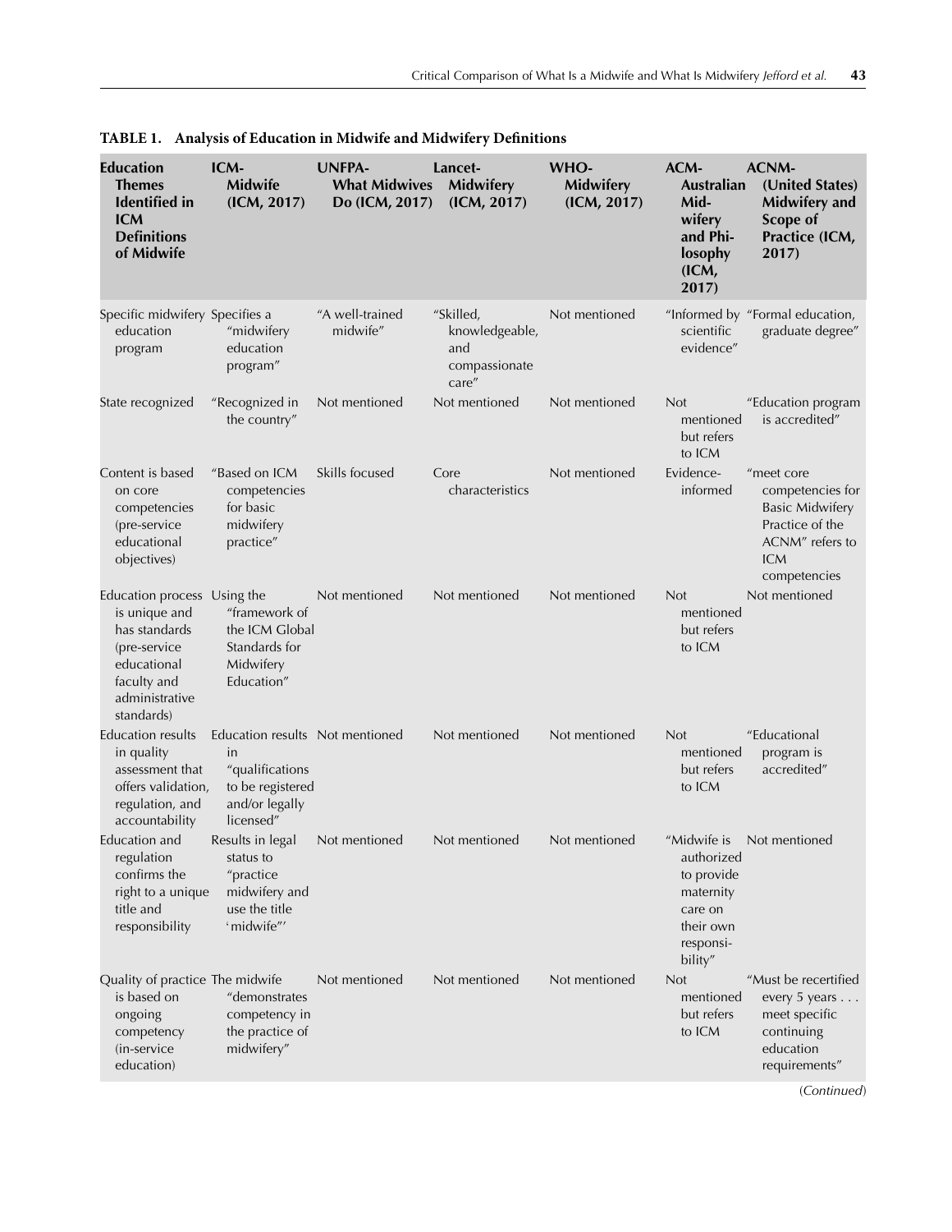**TABLE 1. Analysis of Education in Midwife and Midwifery Definitions**

| Education Themes Identified in ICM Definitions of Midwife | ICM-Midwife (ICM, 2017) | UNFPA-What Midwives Do (ICM, 2017) | Lancet-Midwifery (ICM, 2017) | WHO-Midwifery (ICM, 2017) | ACM-Australian Midwifery and Philosophy (ICM, 2017) | ACNM-(United States) Midwifery and Scope of Practice (ICM, 2017) |
|---|---|---|---|---|---|---|
| Specific midwifery education program | Specifies a "midwifery education program" | "A well-trained midwife" | "Skilled, knowledgeable, and compassionate care" | Not mentioned | "Informed by scientific evidence" | "Formal education, graduate degree" |
| State recognized | "Recognized in the country" | Not mentioned | Not mentioned | Not mentioned | Not mentioned but refers to ICM | "Education program is accredited" |
| Content is based on core competencies (pre-service educational objectives) | "Based on ICM competencies for basic midwifery practice" | Skills focused | Core characteristics | Not mentioned | Evidence-informed | "meet core competencies for Basic Midwifery Practice of the ACNM" refers to ICM competencies |
| Education process is unique and has standards (pre-service educational faculty and administrative standards) | Using the "framework of the ICM Global Standards for Midwifery Education" | Not mentioned | Not mentioned | Not mentioned | Not mentioned but refers to ICM | Not mentioned |
| Education results in quality assessment that offers validation, regulation, and accountability | Education results in "qualifications to be registered and/or legally licensed" | Not mentioned | Not mentioned | Not mentioned | Not mentioned but refers to ICM | "Educational program is accredited" |
| Education and regulation confirms the right to a unique title and responsibility | Results in legal status to "practice midwifery and use the title 'midwife"' | Not mentioned | Not mentioned | Not mentioned | "Midwife is authorized to provide maternity care on their own responsibility" | Not mentioned |
| Quality of practice is based on ongoing competency (in-service education) | The midwife "demonstrates competency in the practice of midwifery" | Not mentioned | Not mentioned | Not mentioned | Not mentioned but refers to ICM | "Must be recertified every 5 years . . . meet specific continuing education requirements" |

(*Continued*)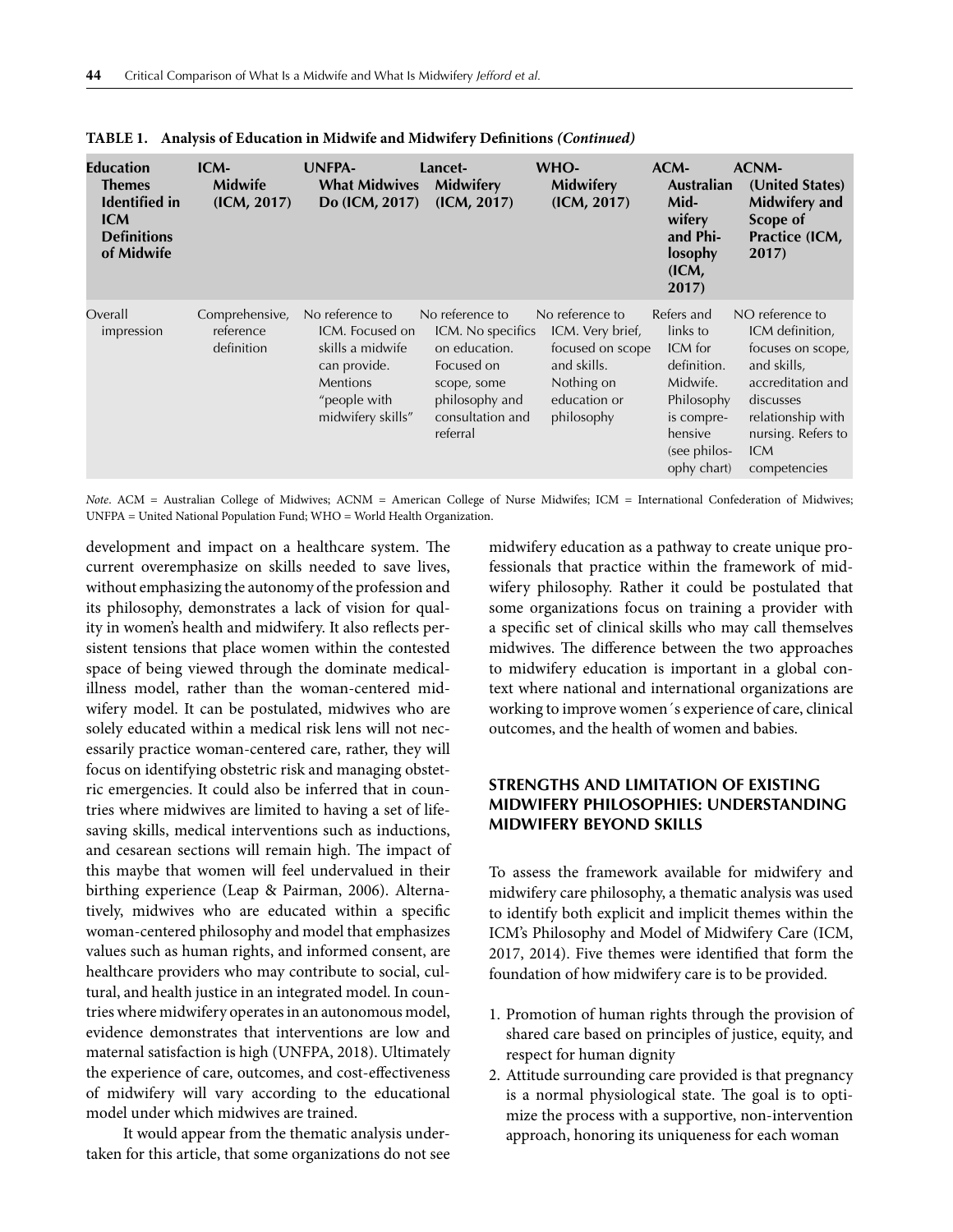**TABLE 1. Analysis of Education in Midwife and Midwifery Definitions *(Continued)***

| Education Themes Identified in ICM Definitions of Midwife | ICM-Midwife (ICM, 2017) | UNFPA-What Midwives Do (ICM, 2017) | Lancet-Midwifery (ICM, 2017) | WHO-Midwifery (ICM, 2017) | ACM-Australian Midwifery and Philosophy (ICM, 2017) | ACNM-(United States) Midwifery and Scope of Practice (ICM, 2017) |
|---|---|---|---|---|---|---|
| Overall impression | Comprehensive, reference definition | No reference to ICM. Focused on skills a midwife can provide. Mentions "people with midwifery skills" | No reference to ICM. No specifics on education. Focused on scope, some philosophy and consultation and referral | No reference to ICM. Very brief, focused on scope and skills. Nothing on education or philosophy | Refers and links to ICM for definition. Midwife. Philosophy is comprehensive (see philosophy chart) | NO reference to ICM definition, focuses on scope, and skills, accreditation and discusses relationship with nursing. Refers to ICM competencies |

*Note*. ACM = Australian College of Midwives; ACNM = American College of Nurse Midwifes; ICM = International Confederation of Midwives; UNFPA = United National Population Fund; WHO = World Health Organization.

development and impact on a healthcare system. The current overemphasize on skills needed to save lives, without emphasizing the autonomy of the profession and its philosophy, demonstrates a lack of vision for quality in women's health and midwifery. It also reflects persistent tensions that place women within the contested space of being viewed through the dominate medical-illness model, rather than the woman-centered midwifery model. It can be postulated, midwives who are solely educated within a medical risk lens will not necessarily practice woman-centered care, rather, they will focus on identifying obstetric risk and managing obstetric emergencies. It could also be inferred that in countries where midwives are limited to having a set of lifesaving skills, medical interventions such as inductions, and cesarean sections will remain high. The impact of this maybe that women will feel undervalued in their birthing experience (Leap & Pairman, 2006). Alternatively, midwives who are educated within a specific woman-centered philosophy and model that emphasizes values such as human rights, and informed consent, are healthcare providers who may contribute to social, cultural, and health justice in an integrated model. In countries where midwifery operates in an autonomous model, evidence demonstrates that interventions are low and maternal satisfaction is high (UNFPA, 2018). Ultimately the experience of care, outcomes, and cost-effectiveness of midwifery will vary according to the educational model under which midwives are trained.

It would appear from the thematic analysis undertaken for this article, that some organizations do not see midwifery education as a pathway to create unique professionals that practice within the framework of midwifery philosophy. Rather it could be postulated that some organizations focus on training a provider with a specific set of clinical skills who may call themselves midwives. The difference between the two approaches to midwifery education is important in a global context where national and international organizations are working to improve women´s experience of care, clinical outcomes, and the health of women and babies.

## STRENGTHS AND LIMITATION OF EXISTING MIDWIFERY PHILOSOPHIES: UNDERSTANDING MIDWIFERY BEYOND SKILLS

To assess the framework available for midwifery and midwifery care philosophy, a thematic analysis was used to identify both explicit and implicit themes within the ICM's Philosophy and Model of Midwifery Care (ICM, 2017, 2014). Five themes were identified that form the foundation of how midwifery care is to be provided.

1. Promotion of human rights through the provision of shared care based on principles of justice, equity, and respect for human dignity
2. Attitude surrounding care provided is that pregnancy is a normal physiological state. The goal is to optimize the process with a supportive, non-intervention approach, honoring its uniqueness for each woman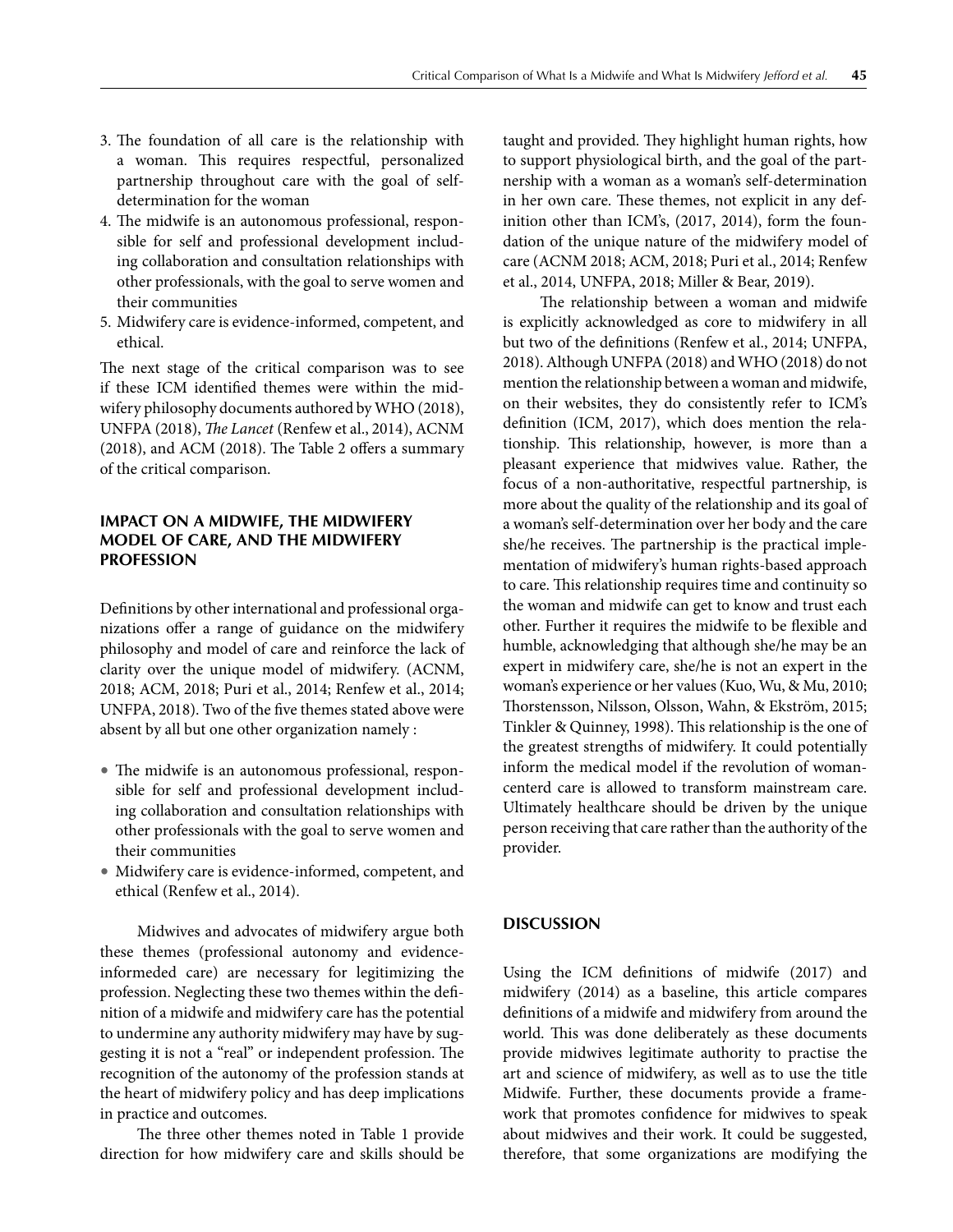3. The foundation of all care is the relationship with a woman. This requires respectful, personalized partnership throughout care with the goal of self-determination for the woman
4. The midwife is an autonomous professional, responsible for self and professional development including collaboration and consultation relationships with other professionals, with the goal to serve women and their communities
5. Midwifery care is evidence-informed, competent, and ethical.

The next stage of the critical comparison was to see if these ICM identified themes were within the midwifery philosophy documents authored by WHO (2018), UNFPA (2018), *The Lancet* (Renfew et al., 2014), ACNM (2018), and ACM (2018). The Table 2 offers a summary of the critical comparison.

## IMPACT ON A MIDWIFE, THE MIDWIFERY MODEL OF CARE, AND THE MIDWIFERY PROFESSION

Definitions by other international and professional organizations offer a range of guidance on the midwifery philosophy and model of care and reinforce the lack of clarity over the unique model of midwifery. (ACNM, 2018; ACM, 2018; Puri et al., 2014; Renfew et al., 2014; UNFPA, 2018). Two of the five themes stated above were absent by all but one other organization namely :

- The midwife is an autonomous professional, responsible for self and professional development including collaboration and consultation relationships with other professionals with the goal to serve women and their communities
- Midwifery care is evidence-informed, competent, and ethical (Renfew et al., 2014).

Midwives and advocates of midwifery argue both these themes (professional autonomy and evidence-informed care) are necessary for legitimizing the profession. Neglecting these two themes within the definition of a midwife and midwifery care has the potential to undermine any authority midwifery may have by suggesting it is not a "real" or independent profession. The recognition of the autonomy of the profession stands at the heart of midwifery policy and has deep implications in practice and outcomes.

The three other themes noted in Table 1 provide direction for how midwifery care and skills should be taught and provided. They highlight human rights, how to support physiological birth, and the goal of the partnership with a woman as a woman's self-determination in her own care. These themes, not explicit in any definition other than ICM's, (2017, 2014), form the foundation of the unique nature of the midwifery model of care (ACNM 2018; ACM, 2018; Puri et al., 2014; Renfew et al., 2014, UNFPA, 2018; Miller & Bear, 2019).

The relationship between a woman and midwife is explicitly acknowledged as core to midwifery in all but two of the definitions (Renfew et al., 2014; UNFPA, 2018). Although UNFPA (2018) and WHO (2018) do not mention the relationship between a woman and midwife, on their websites, they do consistently refer to ICM's definition (ICM, 2017), which does mention the relationship. This relationship, however, is more than a pleasant experience that midwives value. Rather, the focus of a non-authoritative, respectful partnership, is more about the quality of the relationship and its goal of a woman's self-determination over her body and the care she/he receives. The partnership is the practical implementation of midwifery's human rights-based approach to care. This relationship requires time and continuity so the woman and midwife can get to know and trust each other. Further it requires the midwife to be flexible and humble, acknowledging that although she/he may be an expert in midwifery care, she/he is not an expert in the woman's experience or her values (Kuo, Wu, & Mu, 2010; Thorstensson, Nilsson, Olsson, Wahn, & Ekström, 2015; Tinkler & Quinney, 1998). This relationship is the one of the greatest strengths of midwifery. It could potentially inform the medical model if the revolution of woman-centerd care is allowed to transform mainstream care. Ultimately healthcare should be driven by the unique person receiving that care rather than the authority of the provider.

## DISCUSSION

Using the ICM definitions of midwife (2017) and midwifery (2014) as a baseline, this article compares definitions of a midwife and midwifery from around the world. This was done deliberately as these documents provide midwives legitimate authority to practise the art and science of midwifery, as well as to use the title Midwife. Further, these documents provide a framework that promotes confidence for midwives to speak about midwives and their work. It could be suggested, therefore, that some organizations are modifying the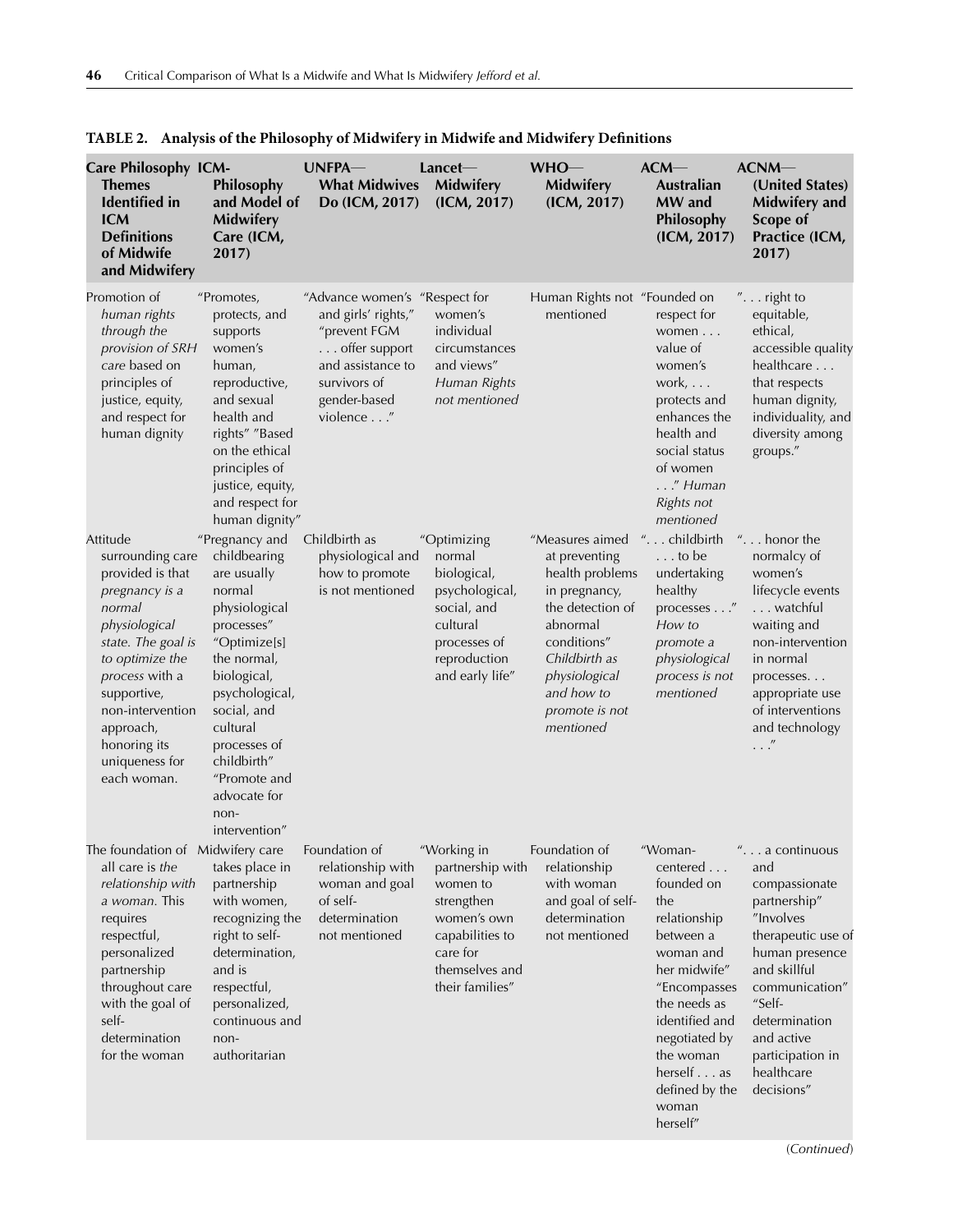**TABLE 2. Analysis of the Philosophy of Midwifery in Midwife and Midwifery Definitions**

| Care Philosophy Themes Identified in ICM Definitions of Midwife and Midwifery | ICM-Philosophy and Model of Midwifery Care (ICM, 2017) | UNFPA—What Midwives Do (ICM, 2017) | Lancet—Midwifery (ICM, 2017) | WHO—Midwifery (ICM, 2017) | ACM—Australian MW and Philosophy (ICM, 2017) | ACNM—(United States) Midwifery and Scope of Practice (ICM, 2017) |
|---|---|---|---|---|---|---|
| Promotion of *human rights through the provision of SRH care* based on principles of justice, equity, and respect for human dignity | "Promotes, protects, and supports women's human, reproductive, and sexual health and rights" "Based on the ethical principles of justice, equity, and respect for human dignity" | "Advance women's and girls' rights," "prevent FGM . . . offer support and assistance to survivors of gender-based violence . . ." | "Respect for women's individual circumstances and views" *Human Rights not mentioned* | Human Rights not mentioned | "Founded on respect for women . . . value of women's work, . . . protects and enhances the health and social status of women . . ." *Human Rights not mentioned* | ". . . right to equitable, ethical, accessible quality healthcare . . . that respects human dignity, individuality, and diversity among groups." |
| Attitude surrounding care provided is that *pregnancy is a normal physiological state. The goal is to optimize the process* with a supportive, non-intervention approach, honoring its uniqueness for each woman. | "Pregnancy and childbearing are usually normal physiological processes" "Optimize[s] the normal, biological, psychological, social, and cultural processes of childbirth" "Promote and advocate for non-intervention" | Childbirth as physiological and how to promote is not mentioned | "Optimizing normal biological, psychological, social, and cultural processes of reproduction and early life" | "Measures aimed at preventing health problems in pregnancy, the detection of abnormal conditions" *Childbirth as physiological and how to promote is not mentioned* | ". . . childbirth . . . to be undertaking healthy processes . . ." *How to promote a physiological process is not mentioned* | ". . . honor the normalcy of women's lifecycle events . . . watchful waiting and non-intervention in normal processes. . . appropriate use of interventions and technology . . ." |
| The foundation of all care is *the relationship with a woman.* This requires respectful, personalized partnership throughout care with the goal of self-determination for the woman | Midwifery care takes place in partnership with women, recognizing the right to self-determination, and is respectful, personalized, continuous and non-authoritarian | Foundation of relationship with woman and goal of self-determination not mentioned | "Working in partnership with women to strengthen women's own capabilities to care for themselves and their families" | Foundation of relationship with woman and goal of self-determination not mentioned | "Woman-centered . . . founded on the relationship between a woman and her midwife" "Encompasses the needs as identified and negotiated by the woman herself . . . as defined by the woman herself" | ". . . a continuous and compassionate partnership" "Involves therapeutic use of human presence and skillful communication" "Self-determination and active participation in healthcare decisions" |

(*Continued*)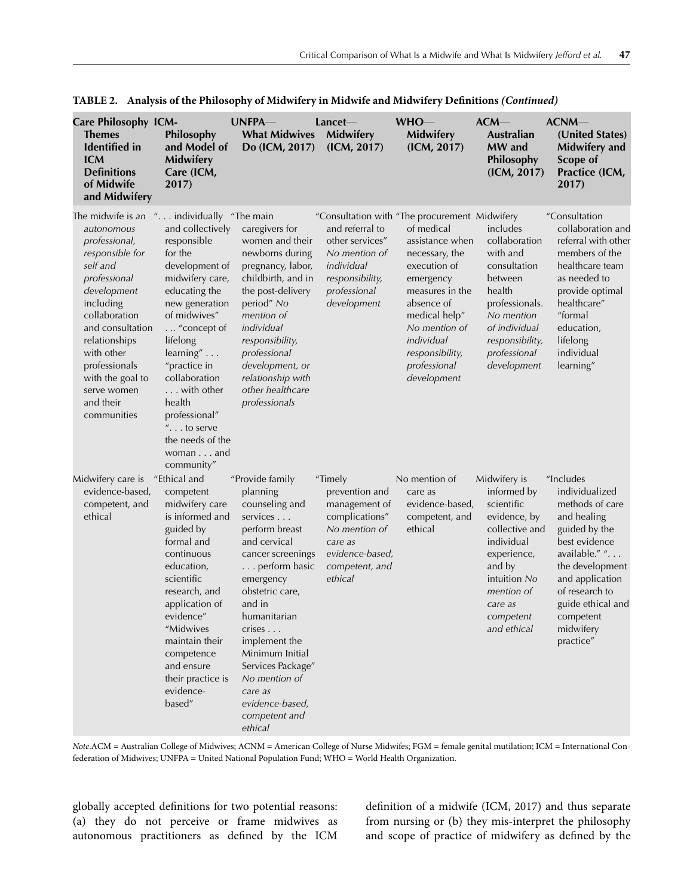**TABLE 2. Analysis of the Philosophy of Midwifery in Midwife and Midwifery Definitions *(Continued)***

| Care Philosophy Themes Identified in ICM Definitions of Midwife and Midwifery | ICM-Philosophy and Model of Midwifery Care (ICM, 2017) | UNFPA—What Midwives Do (ICM, 2017) | Lancet—Midwifery (ICM, 2017) | WHO—Midwifery (ICM, 2017) | ACM—Australian MW and Philosophy (ICM, 2017) | ACNM—(United States) Midwifery and Scope of Practice (ICM, 2017) |
|---|---|---|---|---|---|---|
| The midwife is *an autonomous professional, responsible for self and professional development* including collaboration and consultation relationships with other professionals with the goal to serve women and their communities | ". . . individually and collectively responsible for the development of midwifery care, educating the new generation of midwives" . .. "concept of lifelong learning" . . . "practice in collaboration . . . with other health professional" ". . . to serve the needs of the woman . . . and community" | "The main caregivers for women and their newborns during pregnancy, labor, childbirth, and in the post-delivery period" *No mention of individual responsibility, professional development, or relationship with other healthcare professionals* | "Consultation with and referral to other services" *No mention of individual responsibility, professional development* | "The procurement of medical assistance when necessary, the execution of emergency measures in the absence of medical help" *No mention of individual responsibility, professional development* | Midwifery includes collaboration with and consultation between health professionals. *No mention of individual responsibility, professional development* | "Consultation collaboration and referral with other members of the healthcare team as needed to provide optimal healthcare" "formal education, lifelong individual learning" |
| Midwifery care is evidence-based, competent, and ethical | "Ethical and competent midwifery care is informed and guided by formal and continuous education, scientific research, and application of evidence" "Midwives maintain their competence and ensure their practice is evidence-based" | "Provide family planning counseling and services . . . perform breast and cervical cancer screenings . . . perform basic emergency obstetric care, and in humanitarian crises . . . implement the Minimum Initial Services Package" *No mention of care as evidence-based, competent and ethical* | "Timely prevention and management of complications" *No mention of care as evidence-based, competent, and ethical* | No mention of care as evidence-based, competent, and ethical | Midwifery is informed by scientific evidence, by collective and individual experience, and by intuition *No mention of care as competent and ethical* | "Includes individualized methods of care and healing guided by the best evidence available." ". . . the development and application of research to guide ethical and competent midwifery practice" |

*Note.* ACM = Australian College of Midwives; ACNM = American College of Nurse Midwifes; FGM = female genital mutilation; ICM = International Confederation of Midwives; UNFPA = United National Population Fund; WHO = World Health Organization.

globally accepted definitions for two potential reasons: (a) they do not perceive or frame midwives as autonomous practitioners as defined by the ICM definition of a midwife (ICM, 2017) and thus separate from nursing or (b) they mis-interpret the philosophy and scope of practice of midwifery as defined by the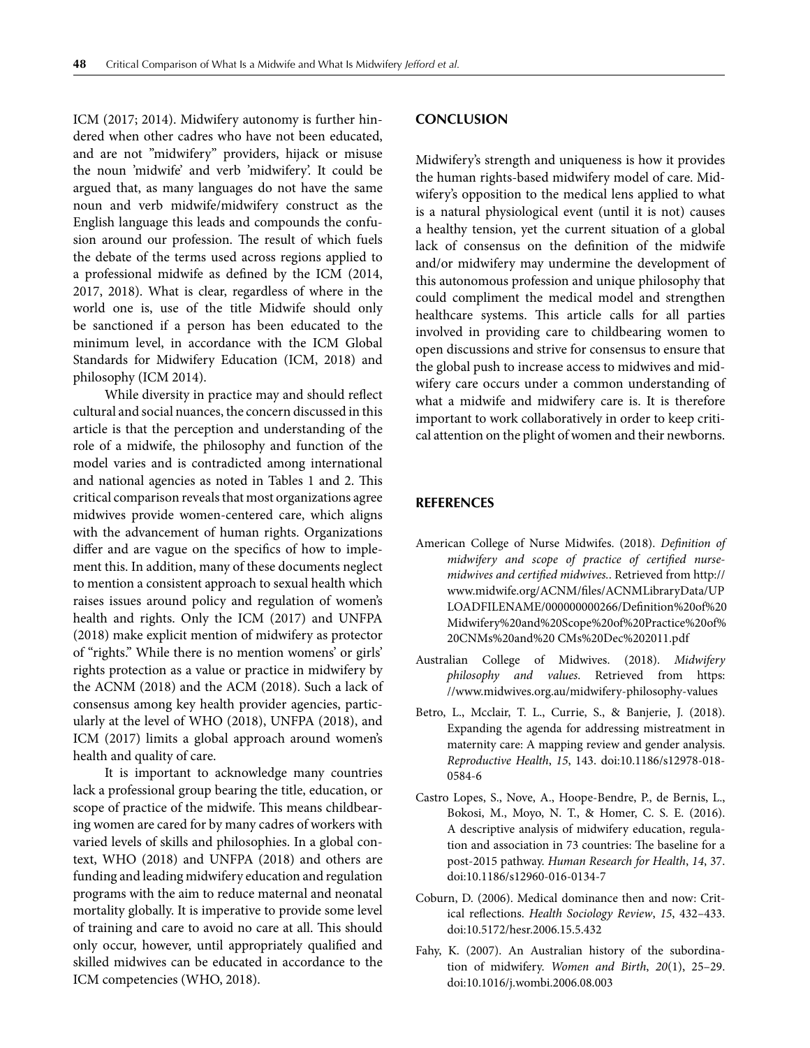ICM (2017; 2014). Midwifery autonomy is further hindered when other cadres who have not been educated, and are not "midwifery" providers, hijack or misuse the noun 'midwife' and verb 'midwifery'. It could be argued that, as many languages do not have the same noun and verb midwife/midwifery construct as the English language this leads and compounds the confusion around our profession. The result of which fuels the debate of the terms used across regions applied to a professional midwife as defined by the ICM (2014, 2017, 2018). What is clear, regardless of where in the world one is, use of the title Midwife should only be sanctioned if a person has been educated to the minimum level, in accordance with the ICM Global Standards for Midwifery Education (ICM, 2018) and philosophy (ICM 2014).

While diversity in practice may and should reflect cultural and social nuances, the concern discussed in this article is that the perception and understanding of the role of a midwife, the philosophy and function of the model varies and is contradicted among international and national agencies as noted in Tables 1 and 2. This critical comparison reveals that most organizations agree midwives provide women-centered care, which aligns with the advancement of human rights. Organizations differ and are vague on the specifics of how to implement this. In addition, many of these documents neglect to mention a consistent approach to sexual health which raises issues around policy and regulation of women's health and rights. Only the ICM (2017) and UNFPA (2018) make explicit mention of midwifery as protector of "rights." While there is no mention womens' or girls' rights protection as a value or practice in midwifery by the ACNM (2018) and the ACM (2018). Such a lack of consensus among key health provider agencies, particularly at the level of WHO (2018), UNFPA (2018), and ICM (2017) limits a global approach around women's health and quality of care.

It is important to acknowledge many countries lack a professional group bearing the title, education, or scope of practice of the midwife. This means childbearing women are cared for by many cadres of workers with varied levels of skills and philosophies. In a global context, WHO (2018) and UNFPA (2018) and others are funding and leading midwifery education and regulation programs with the aim to reduce maternal and neonatal mortality globally. It is imperative to provide some level of training and care to avoid no care at all. This should only occur, however, until appropriately qualified and skilled midwives can be educated in accordance to the ICM competencies (WHO, 2018).

## CONCLUSION

Midwifery's strength and uniqueness is how it provides the human rights-based midwifery model of care. Midwifery's opposition to the medical lens applied to what is a natural physiological event (until it is not) causes a healthy tension, yet the current situation of a global lack of consensus on the definition of the midwife and/or midwifery may undermine the development of this autonomous profession and unique philosophy that could compliment the medical model and strengthen healthcare systems. This article calls for all parties involved in providing care to childbearing women to open discussions and strive for consensus to ensure that the global push to increase access to midwives and midwifery care occurs under a common understanding of what a midwife and midwifery care is. It is therefore important to work collaboratively in order to keep critical attention on the plight of women and their newborns.

## REFERENCES

American College of Nurse Midwifes. (2018). *Definition of midwifery and scope of practice of certified nurse-midwives and certified midwives.*. Retrieved from http://www.midwife.org/ACNM/files/ACNMLibraryData/UPLOADFILENAME/000000000266/Definition%20of%20Midwifery%20and%20Scope%20of%20Practice%20of%20CNMs%20and%20 CMs%20Dec%202011.pdf

Australian College of Midwives. (2018). *Midwifery philosophy and values*. Retrieved from https://www.midwives.org.au/midwifery-philosophy-values

Betro, L., Mcclair, T. L., Currie, S., & Banjerie, J. (2018). Expanding the agenda for addressing mistreatment in maternity care: A mapping review and gender analysis. *Reproductive Health*, *15*, 143. doi:10.1186/s12978-018-0584-6

Castro Lopes, S., Nove, A., Hoope-Bendre, P., de Bernis, L., Bokosi, M., Moyo, N. T., & Homer, C. S. E. (2016). A descriptive analysis of midwifery education, regulation and association in 73 countries: The baseline for a post-2015 pathway. *Human Research for Health*, *14*, 37. doi:10.1186/s12960-016-0134-7

Coburn, D. (2006). Medical dominance then and now: Critical reflections. *Health Sociology Review*, *15*, 432–433. doi:10.5172/hesr.2006.15.5.432

Fahy, K. (2007). An Australian history of the subordination of midwifery. *Women and Birth*, *20*(1), 25–29. doi:10.1016/j.wombi.2006.08.003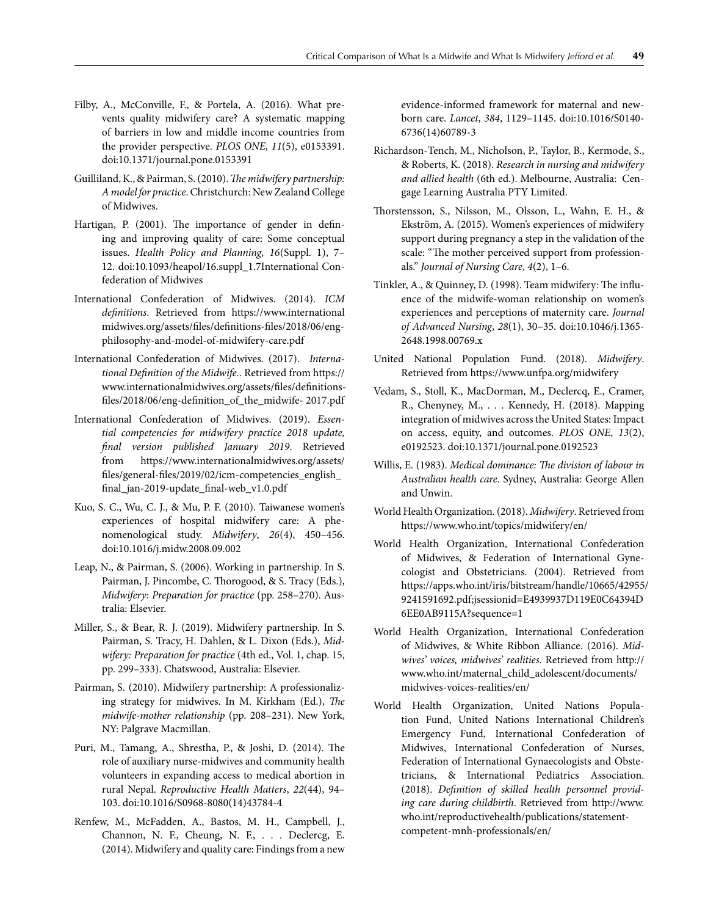Filby, A., McConville, F., & Portela, A. (2016). What prevents quality midwifery care? A systematic mapping of barriers in low and middle income countries from the provider perspective. *PLOS ONE*, *11*(5), e0153391. doi:10.1371/journal.pone.0153391

Guilliland, K., & Pairman, S. (2010). *The midwifery partnership: A model for practice*. Christchurch: New Zealand College of Midwives.

Hartigan, P. (2001). The importance of gender in defining and improving quality of care: Some conceptual issues. *Health Policy and Planning*, *16*(Suppl. 1), 7–12. doi:10.1093/heapol/16.suppl_1.7International Confederation of Midwives

International Confederation of Midwives. (2014). *ICM definitions*. Retrieved from https://www.internationalmidwives.org/assets/files/definitions-files/2018/06/eng-philosophy-and-model-of-midwifery-care.pdf

International Confederation of Midwives. (2017). *International Definition of the Midwife.*. Retrieved from https://www.internationalmidwives.org/assets/files/definitions-files/2018/06/eng-definition_of_the_midwife- 2017.pdf

International Confederation of Midwives. (2019). *Essential competencies for midwifery practice 2018 update, final version published January 2019*. Retrieved from https://www.internationalmidwives.org/assets/files/general-files/2019/02/icm-competencies_english_final_jan-2019-update_final-web_v1.0.pdf

Kuo, S. C., Wu, C. J., & Mu, P. F. (2010). Taiwanese women's experiences of hospital midwifery care: A phenomenological study. *Midwifery*, *26*(4), 450–456. doi:10.1016/j.midw.2008.09.002

Leap, N., & Pairman, S. (2006). Working in partnership. In S. Pairman, J. Pincombe, C. Thorogood, & S. Tracy (Eds.), *Midwifery: Preparation for practice* (pp. 258–270). Australia: Elsevier.

Miller, S., & Bear, R. J. (2019). Midwifery partnership. In S. Pairman, S. Tracy, H. Dahlen, & L. Dixon (Eds.), *Midwifery: Preparation for practice* (4th ed., Vol. 1, chap. 15, pp. 299–333). Chatswood, Australia: Elsevier.

Pairman, S. (2010). Midwifery partnership: A professionalizing strategy for midwives. In M. Kirkham (Ed.), *The midwife-mother relationship* (pp. 208–231). New York, NY: Palgrave Macmillan.

Puri, M., Tamang, A., Shrestha, P., & Joshi, D. (2014). The role of auxiliary nurse-midwives and community health volunteers in expanding access to medical abortion in rural Nepal. *Reproductive Health Matters*, *22*(44), 94–103. doi:10.1016/S0968-8080(14)43784-4

Renfew, M., McFadden, A., Bastos, M. H., Campbell, J., Channon, N. F., Cheung, N. F., . . . Declercg, E. (2014). Midwifery and quality care: Findings from a new evidence-informed framework for maternal and newborn care. *Lancet*, *384*, 1129–1145. doi:10.1016/S0140-6736(14)60789-3

Richardson-Tench, M., Nicholson, P., Taylor, B., Kermode, S., & Roberts, K. (2018). *Research in nursing and midwifery and allied health* (6th ed.). Melbourne, Australia: Cengage Learning Australia PTY Limited.

Thorstensson, S., Nilsson, M., Olsson, L., Wahn, E. H., & Ekström, A. (2015). Women's experiences of midwifery support during pregnancy a step in the validation of the scale: "The mother perceived support from professionals." *Journal of Nursing Care*, *4*(2), 1–6.

Tinkler, A., & Quinney, D. (1998). Team midwifery: The influence of the midwife-woman relationship on women's experiences and perceptions of maternity care. *Journal of Advanced Nursing*, *28*(1), 30–35. doi:10.1046/j.1365-2648.1998.00769.x

United National Population Fund. (2018). *Midwifery*. Retrieved from https://www.unfpa.org/midwifery

Vedam, S., Stoll, K., MacDorman, M., Declercq, E., Cramer, R., Chenyney, M., . . . Kennedy, H. (2018). Mapping integration of midwives across the United States: Impact on access, equity, and outcomes. *PLOS ONE*, *13*(2), e0192523. doi:10.1371/journal.pone.0192523

Willis, E. (1983). *Medical dominance: The division of labour in Australian health care*. Sydney, Australia: George Allen and Unwin.

World Health Organization. (2018). *Midwifery*. Retrieved from https://www.who.int/topics/midwifery/en/

World Health Organization, International Confederation of Midwives, & Federation of International Gynecologist and Obstetricians. (2004). Retrieved from https://apps.who.int/iris/bitstream/handle/10665/42955/9241591692.pdf;jsessionid=E4939937D119E0C64394D6EE0AB9115A?sequence=1

World Health Organization, International Confederation of Midwives, & White Ribbon Alliance. (2016). *Midwives' voices, midwives' realities*. Retrieved from http://www.who.int/maternal_child_adolescent/documents/midwives-voices-realities/en/

World Health Organization, United Nations Population Fund, United Nations International Children's Emergency Fund, International Confederation of Midwives, International Confederation of Nurses, Federation of International Gynaecologists and Obstetricians, & International Pediatrics Association. (2018). *Definition of skilled health personnel providing care during childbirth*. Retrieved from http://www.who.int/reproductivehealth/publications/statement-competent-mnh-professionals/en/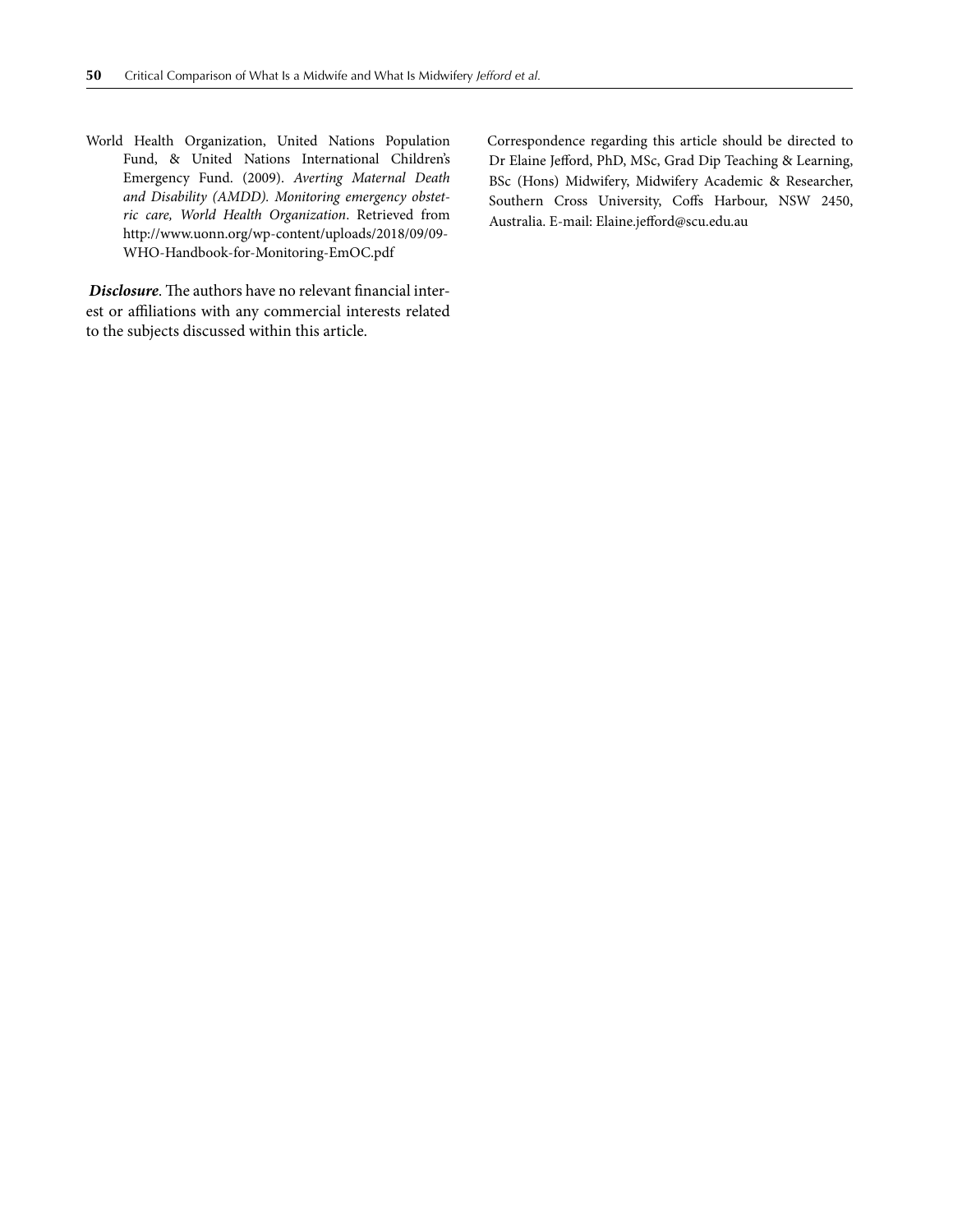World Health Organization, United Nations Population Fund, & United Nations International Children's Emergency Fund. (2009). *Averting Maternal Death and Disability (AMDD). Monitoring emergency obstetric care, World Health Organization*. Retrieved from http://www.uonn.org/wp-content/uploads/2018/09/09-WHO-Handbook-for-Monitoring-EmOC.pdf

***Disclosure***. The authors have no relevant financial interest or affiliations with any commercial interests related to the subjects discussed within this article.

Correspondence regarding this article should be directed to Dr Elaine Jefford, PhD, MSc, Grad Dip Teaching & Learning, BSc (Hons) Midwifery, Midwifery Academic & Researcher, Southern Cross University, Coffs Harbour, NSW 2450, Australia. E-mail: Elaine.jefford@scu.edu.au